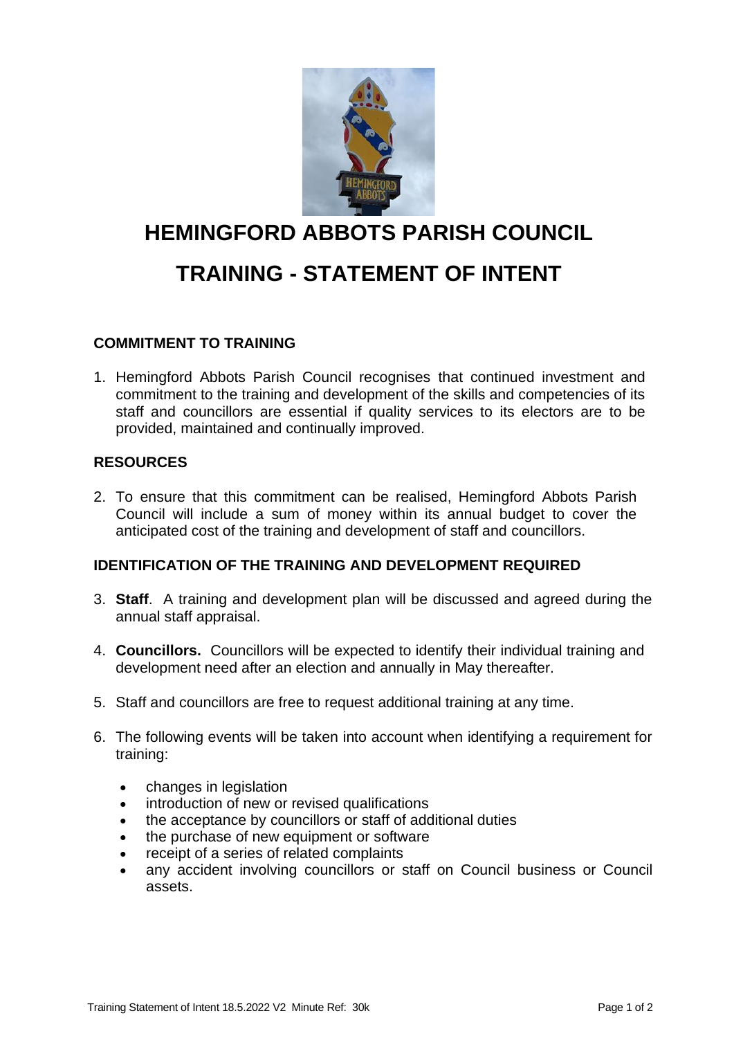# HEMINGFORD ABBOTS PARISH COUNCIL

# TRAINING - STATEMENT OF INTENT

## COMMITMENT TO TRAINING

1. Hemingford Abbots Parish Council recognises that continued investment and commitment to the training and development of the skills and competencies of its staff and councillors are essential if quality services to its electors are to be provided, maintained and continually improved.

## RESOURCES

2. To ensure that this commitment can be realised, Hemingford Abbots Parish Council will include a sum of money within its annual budget to cover the anticipated cost of the training and development of staff and councillors.

## IDENTIFICATION OF THE TRAINING AND DEVELOPMENT REQUIRED

3. **Staff**. A training and development plan will be discussed and agreed during the annual staff appraisal.

4. **Councillors.** Councillors will be expected to identify their individual training and development need after an election and annually in May thereafter.

5. Staff and councillors are free to request additional training at any time.

6. The following events will be taken into account when identifying a requirement for training:

    - changes in legislation
    - introduction of new or revised qualifications
    - the acceptance by councillors or staff of additional duties
    - the purchase of new equipment or software
    - receipt of a series of related complaints
    - any accident involving councillors or staff on Council business or Council assets.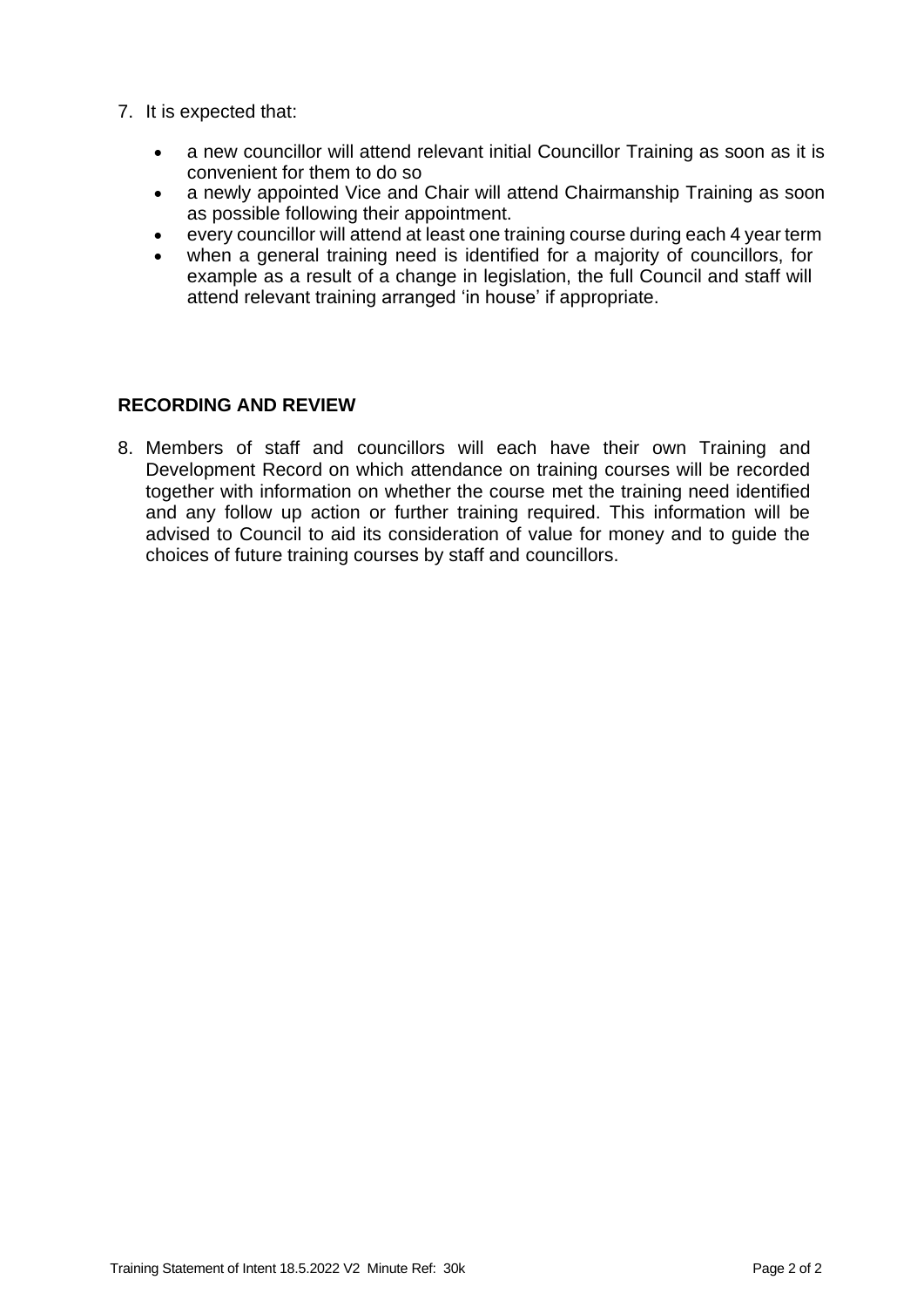7. It is expected that:

    - a new councillor will attend relevant initial Councillor Training as soon as it is convenient for them to do so
    - a newly appointed Vice and Chair will attend Chairmanship Training as soon as possible following their appointment.
    - every councillor will attend at least one training course during each 4 year term
    - when a general training need is identified for a majority of councillors, for example as a result of a change in legislation, the full Council and staff will attend relevant training arranged 'in house' if appropriate.

## RECORDING AND REVIEW

8. Members of staff and councillors will each have their own Training and Development Record on which attendance on training courses will be recorded together with information on whether the course met the training need identified and any follow up action or further training required. This information will be advised to Council to aid its consideration of value for money and to guide the choices of future training courses by staff and councillors.